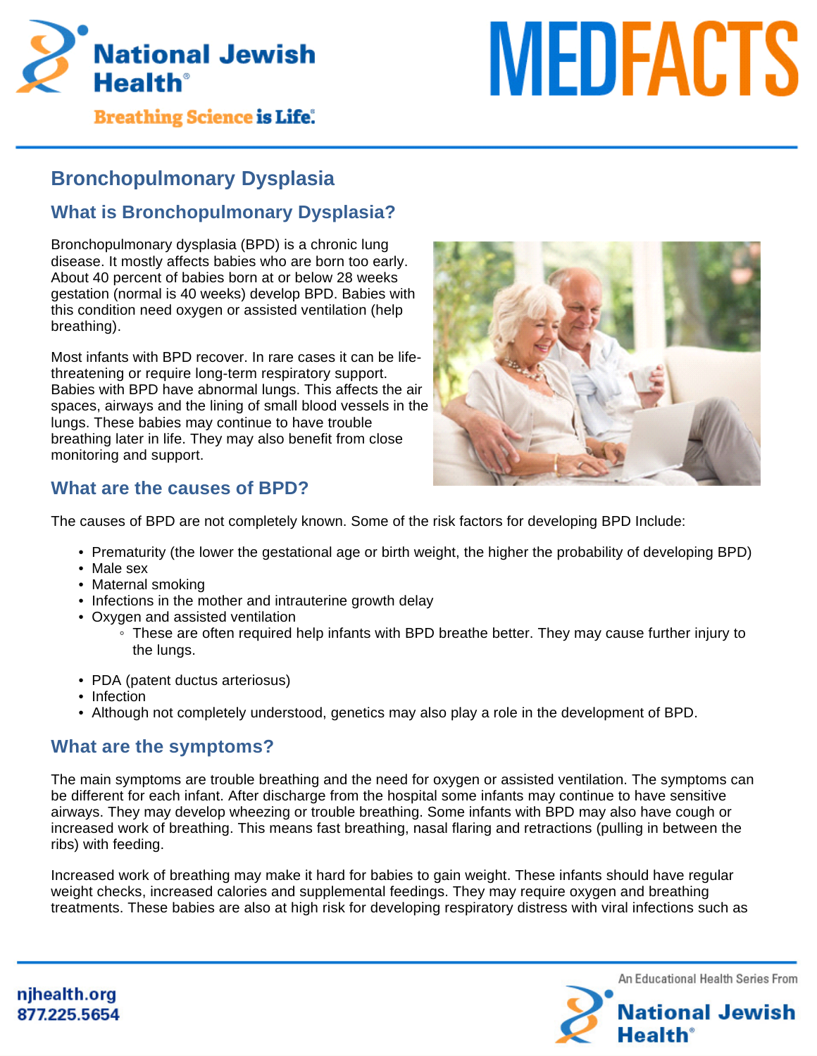# Bronchopulmonary Dysplasia

## What is Bronchopulmonary Dysplasia?

Bronchopulmonary dysplasia (BPD) is a chronic lung disease. It mostly affects babies who are born too early. About 40 percent of babies born at or below 28 weeks gestation (normal is 40 weeks) develop BPD. Babies with this condition need oxygen or assisted ventilation (help breathing).

Most infants with BPD recover. In rare cases it can be life-threatening or require long-term respiratory support. Babies with BPD have abnormal lungs. This affects the air spaces, airways and the lining of small blood vessels in the lungs. These babies may continue to have trouble breathing later in life. They may also benefit from close monitoring and support.

## What are the causes of BPD?

The causes of BPD are not completely known. Some of the risk factors for developing BPD Include:

- Prematurity (the lower the gestational age or birth weight, the higher the probability of developing BPD)
- Male sex
- Maternal smoking
- Infections in the mother and intrauterine growth delay
- Oxygen and assisted ventilation
  - These are often required help infants with BPD breathe better. They may cause further injury to the lungs.
- PDA (patent ductus arteriosus)
- Infection
- Although not completely understood, genetics may also play a role in the development of BPD.

## What are the symptoms?

The main symptoms are trouble breathing and the need for oxygen or assisted ventilation. The symptoms can be different for each infant. After discharge from the hospital some infants may continue to have sensitive airways. They may develop wheezing or trouble breathing. Some infants with BPD may also have cough or increased work of breathing. This means fast breathing, nasal flaring and retractions (pulling in between the ribs) with feeding.

Increased work of breathing may make it hard for babies to gain weight. These infants should have regular weight checks, increased calories and supplemental feedings. They may require oxygen and breathing treatments. These babies are also at high risk for developing respiratory distress with viral infections such as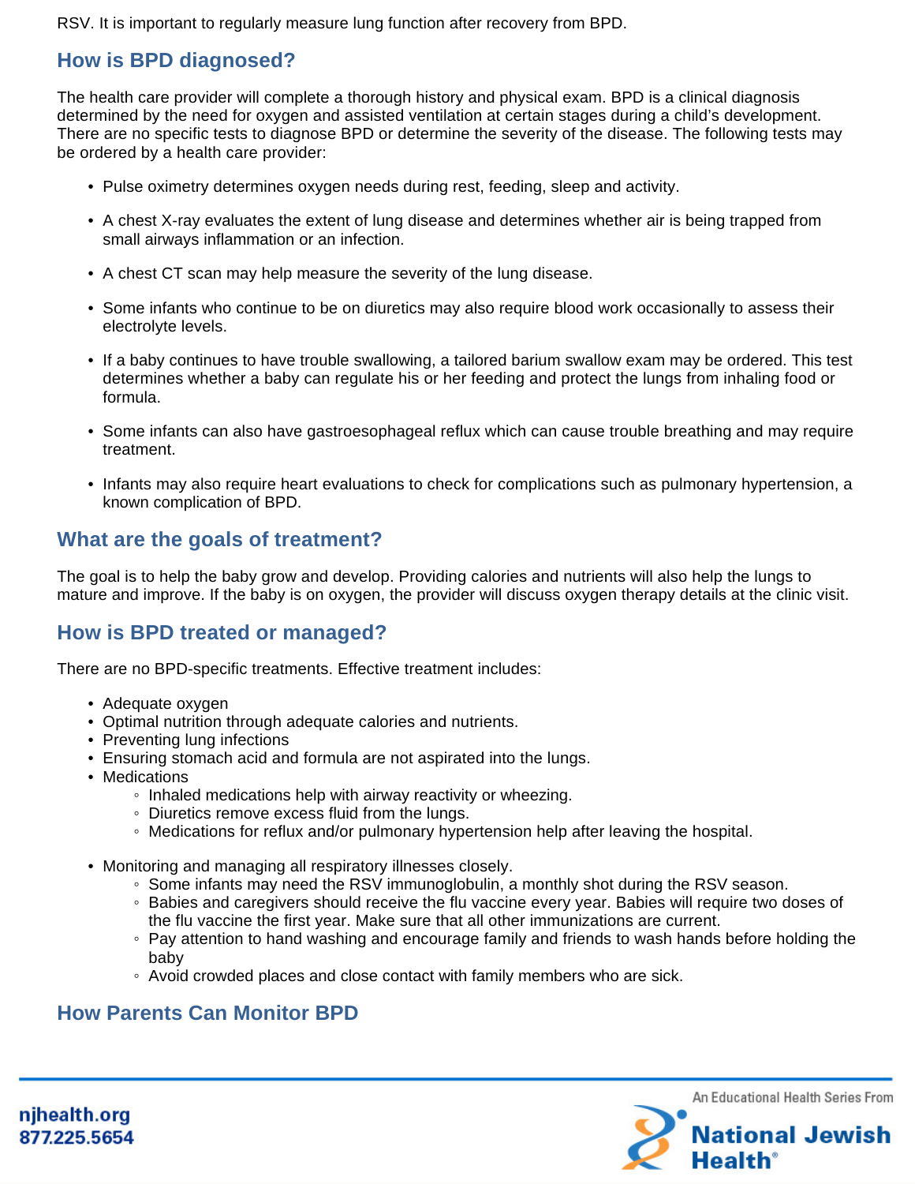RSV. It is important to regularly measure lung function after recovery from BPD.

## How is BPD diagnosed?

The health care provider will complete a thorough history and physical exam. BPD is a clinical diagnosis determined by the need for oxygen and assisted ventilation at certain stages during a child's development. There are no specific tests to diagnose BPD or determine the severity of the disease. The following tests may be ordered by a health care provider:

- Pulse oximetry determines oxygen needs during rest, feeding, sleep and activity.
- A chest X-ray evaluates the extent of lung disease and determines whether air is being trapped from small airways inflammation or an infection.
- A chest CT scan may help measure the severity of the lung disease.
- Some infants who continue to be on diuretics may also require blood work occasionally to assess their electrolyte levels.
- If a baby continues to have trouble swallowing, a tailored barium swallow exam may be ordered. This test determines whether a baby can regulate his or her feeding and protect the lungs from inhaling food or formula.
- Some infants can also have gastroesophageal reflux which can cause trouble breathing and may require treatment.
- Infants may also require heart evaluations to check for complications such as pulmonary hypertension, a known complication of BPD.

## What are the goals of treatment?

The goal is to help the baby grow and develop. Providing calories and nutrients will also help the lungs to mature and improve. If the baby is on oxygen, the provider will discuss oxygen therapy details at the clinic visit.

## How is BPD treated or managed?

There are no BPD-specific treatments. Effective treatment includes:

- Adequate oxygen
- Optimal nutrition through adequate calories and nutrients.
- Preventing lung infections
- Ensuring stomach acid and formula are not aspirated into the lungs.
- Medications
  - Inhaled medications help with airway reactivity or wheezing.
  - Diuretics remove excess fluid from the lungs.
  - Medications for reflux and/or pulmonary hypertension help after leaving the hospital.
- Monitoring and managing all respiratory illnesses closely.
  - Some infants may need the RSV immunoglobulin, a monthly shot during the RSV season.
  - Babies and caregivers should receive the flu vaccine every year. Babies will require two doses of the flu vaccine the first year. Make sure that all other immunizations are current.
  - Pay attention to hand washing and encourage family and friends to wash hands before holding the baby
  - Avoid crowded places and close contact with family members who are sick.

## How Parents Can Monitor BPD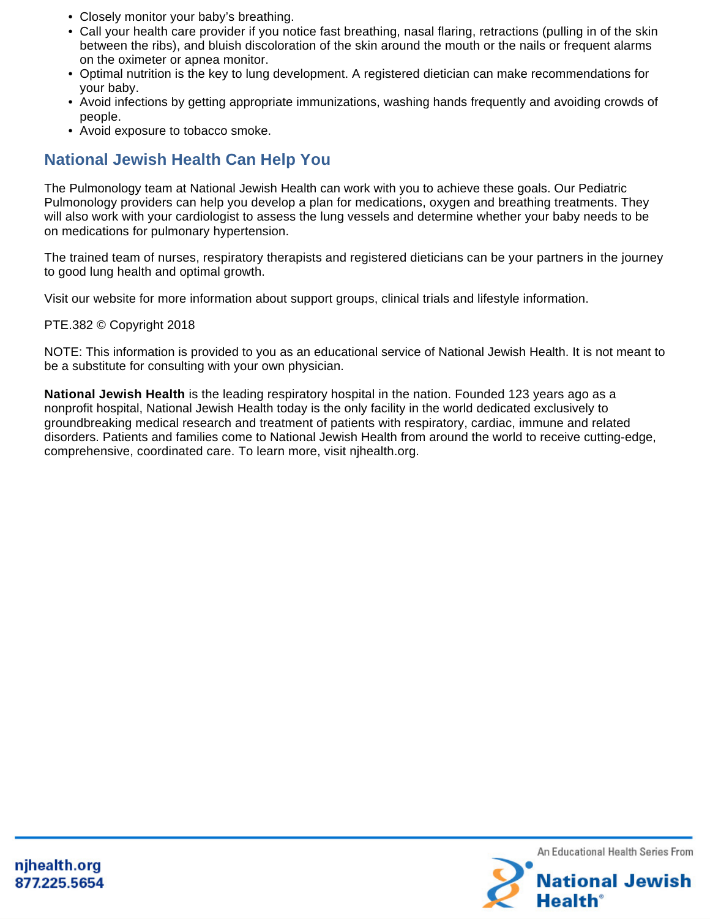- Closely monitor your baby's breathing.
- Call your health care provider if you notice fast breathing, nasal flaring, retractions (pulling in of the skin between the ribs), and bluish discoloration of the skin around the mouth or the nails or frequent alarms on the oximeter or apnea monitor.
- Optimal nutrition is the key to lung development. A registered dietician can make recommendations for your baby.
- Avoid infections by getting appropriate immunizations, washing hands frequently and avoiding crowds of people.
- Avoid exposure to tobacco smoke.

## National Jewish Health Can Help You

The Pulmonology team at National Jewish Health can work with you to achieve these goals. Our Pediatric Pulmonology providers can help you develop a plan for medications, oxygen and breathing treatments. They will also work with your cardiologist to assess the lung vessels and determine whether your baby needs to be on medications for pulmonary hypertension.

The trained team of nurses, respiratory therapists and registered dieticians can be your partners in the journey to good lung health and optimal growth.

Visit our website for more information about support groups, clinical trials and lifestyle information.

PTE.382 © Copyright 2018

NOTE: This information is provided to you as an educational service of National Jewish Health. It is not meant to be a substitute for consulting with your own physician.

**National Jewish Health** is the leading respiratory hospital in the nation. Founded 123 years ago as a nonprofit hospital, National Jewish Health today is the only facility in the world dedicated exclusively to groundbreaking medical research and treatment of patients with respiratory, cardiac, immune and related disorders. Patients and families come to National Jewish Health from around the world to receive cutting-edge, comprehensive, coordinated care. To learn more, visit njhealth.org.

njhealth.org
877.225.5654

An Educational Health Series From

National Jewish Health®